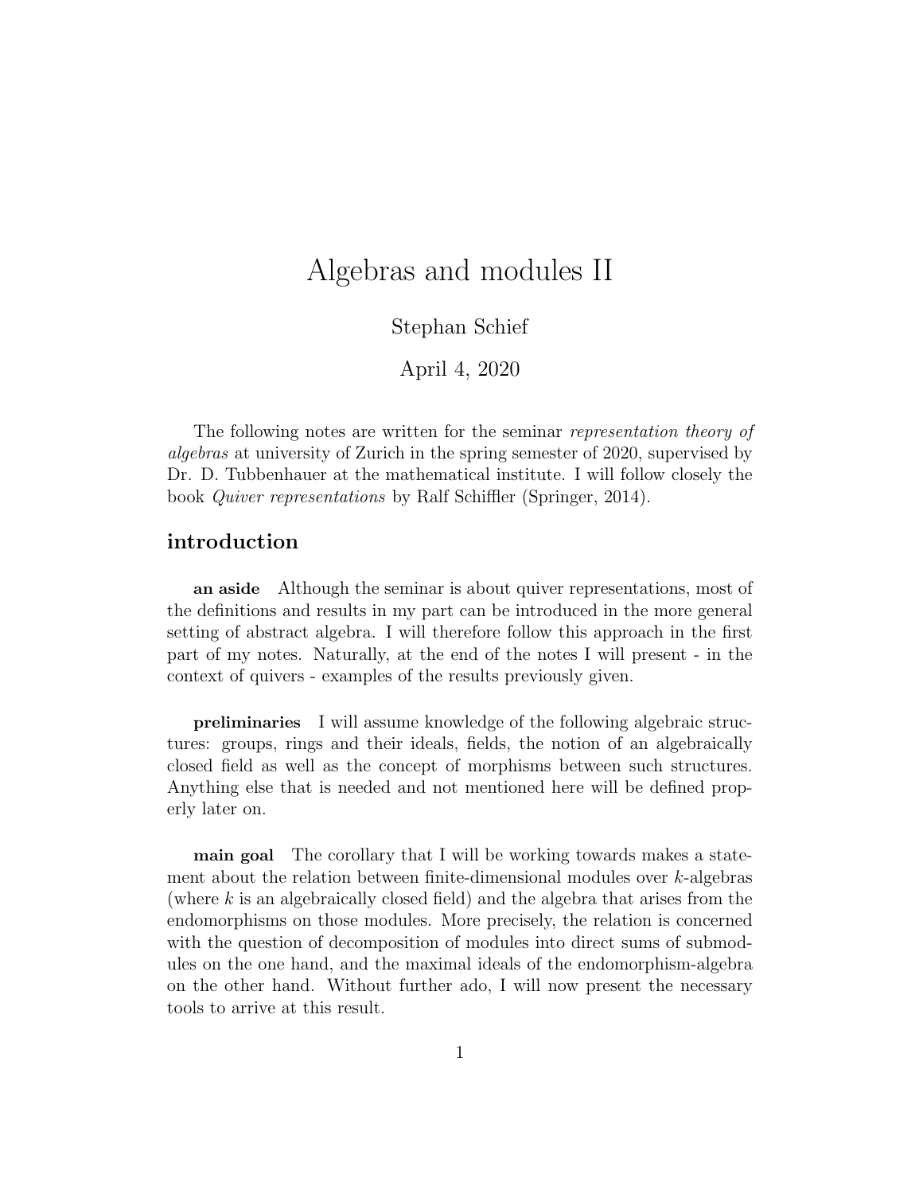# Algebras and modules II

Stephan Schief

April 4, 2020

The following notes are written for the seminar *representation theory of algebras* at university of Zurich in the spring semester of 2020, supervised by Dr. D. Tubbenhauer at the mathematical institute. I will follow closely the book *Quiver representations* by Ralf Schiffler (Springer, 2014).

## introduction

**an aside** Although the seminar is about quiver representations, most of the definitions and results in my part can be introduced in the more general setting of abstract algebra. I will therefore follow this approach in the first part of my notes. Naturally, at the end of the notes I will present - in the context of quivers - examples of the results previously given.

**preliminaries** I will assume knowledge of the following algebraic structures: groups, rings and their ideals, fields, the notion of an algebraically closed field as well as the concept of morphisms between such structures. Anything else that is needed and not mentioned here will be defined properly later on.

**main goal** The corollary that I will be working towards makes a statement about the relation between finite-dimensional modules over $k$-algebras (where $k$ is an algebraically closed field) and the algebra that arises from the endomorphisms on those modules. More precisely, the relation is concerned with the question of decomposition of modules into direct sums of submodules on the one hand, and the maximal ideals of the endomorphism-algebra on the other hand. Without further ado, I will now present the necessary tools to arrive at this result.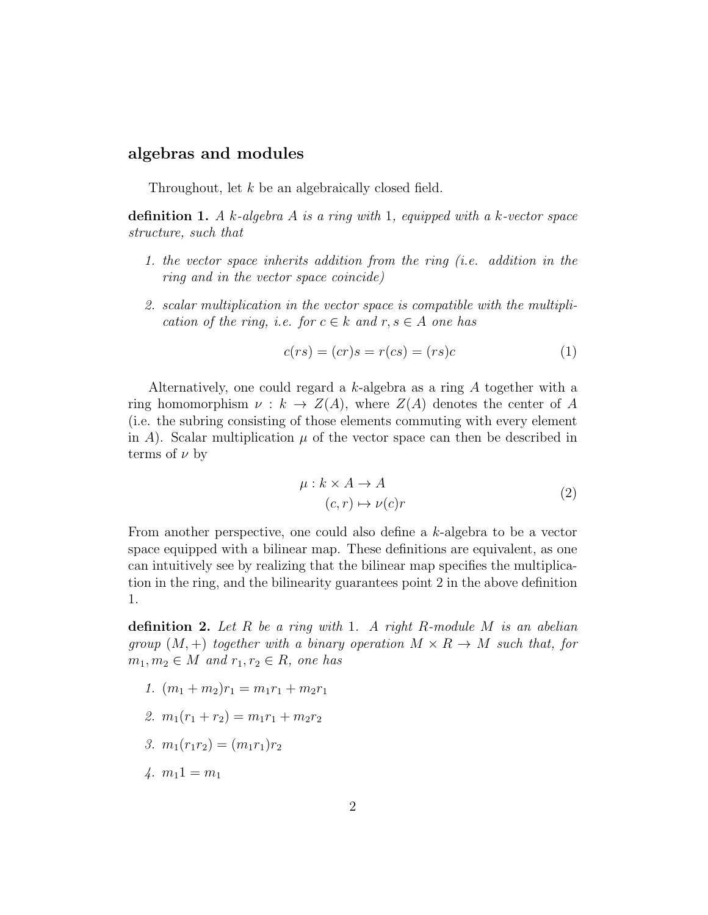## algebras and modules

Throughout, let $k$ be an algebraically closed field.

**definition 1.** *A $k$-algebra $A$ is a ring with $1$, equipped with a $k$-vector space structure, such that*

1. *the vector space inherits addition from the ring (i.e. addition in the ring and in the vector space coincide)*
2. *scalar multiplication in the vector space is compatible with the multiplication of the ring, i.e. for $c \in k$ and $r, s \in A$ one has*

$$c(rs) = (cr)s = r(cs) = (rs)c \tag{1}$$

Alternatively, one could regard a $k$-algebra as a ring $A$ together with a ring homomorphism $\nu : k \to Z(A)$, where $Z(A)$ denotes the center of $A$ (i.e. the subring consisting of those elements commuting with every element in $A$). Scalar multiplication $\mu$ of the vector space can then be described in terms of $\nu$ by

$$\begin{aligned} \mu : k \times A &\to A \\ (c, r) &\mapsto \nu(c)r \end{aligned} \tag{2}$$

From another perspective, one could also define a $k$-algebra to be a vector space equipped with a bilinear map. These definitions are equivalent, as one can intuitively see by realizing that the bilinear map specifies the multiplication in the ring, and the bilinearity guarantees point 2 in the above definition 1.

**definition 2.** *Let $R$ be a ring with $1$. A right $R$-module $M$ is an abelian group $(M, +)$ together with a binary operation $M \times R \to M$ such that, for $m_1, m_2 \in M$ and $r_1, r_2 \in R$, one has*

1. $(m_1 + m_2)r_1 = m_1 r_1 + m_2 r_1$
2. $m_1(r_1 + r_2) = m_1 r_1 + m_2 r_2$
3. $m_1(r_1 r_2) = (m_1 r_1) r_2$
4. $m_1 1 = m_1$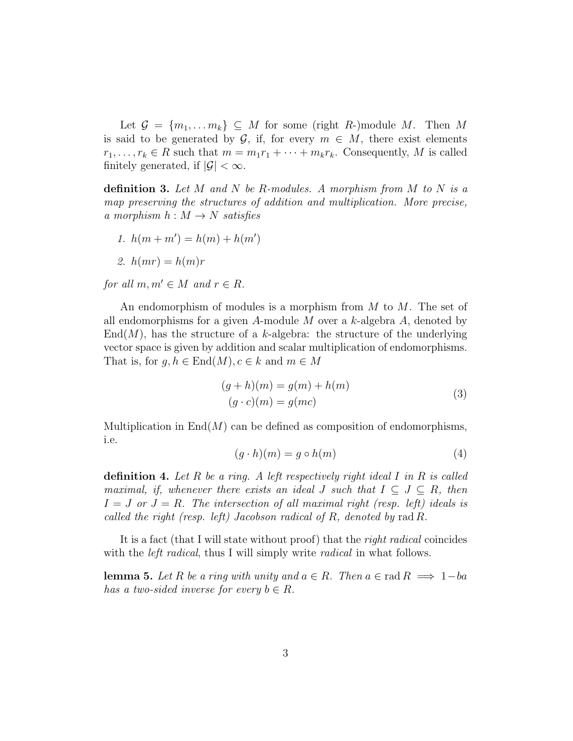Let $\mathcal{G} = \{m_1, \dots m_k\} \subseteq M$ for some (right $R$-)module $M$. Then $M$ is said to be generated by $\mathcal{G}$, if, for every $m \in M$, there exist elements $r_1, \dots, r_k \in R$ such that $m = m_1 r_1 + \dots + m_k r_k$. Consequently, $M$ is called finitely generated, if $|\mathcal{G}| < \infty$.

**definition 3.** *Let $M$ and $N$ be $R$-modules. A morphism from $M$ to $N$ is a map preserving the structures of addition and multiplication. More precise, a morphism $h : M \to N$ satisfies*

1. $h(m + m') = h(m) + h(m')$
2. $h(mr) = h(m)r$

*for all $m, m' \in M$ and $r \in R$.*

An endomorphism of modules is a morphism from $M$ to $M$. The set of all endomorphisms for a given $A$-module $M$ over a $k$-algebra $A$, denoted by $\mathrm{End}(M)$, has the structure of a $k$-algebra: the structure of the underlying vector space is given by addition and scalar multiplication of endomorphisms. That is, for $g, h \in \mathrm{End}(M), c \in k$ and $m \in M$

$$\begin{aligned} (g + h)(m) &= g(m) + h(m) \\ (g \cdot c)(m) &= g(mc) \end{aligned} \tag{3}$$

Multiplication in $\mathrm{End}(M)$ can be defined as composition of endomorphisms, i.e.

$$(g \cdot h)(m) = g \circ h(m) \tag{4}$$

**definition 4.** *Let $R$ be a ring. A left respectively right ideal $I$ in $R$ is called maximal, if, whenever there exists an ideal $J$ such that $I \subseteq J \subseteq R$, then $I = J$ or $J = R$. The intersection of all maximal right (resp. left) ideals is called the right (resp. left) Jacobson radical of $R$, denoted by $\mathrm{rad}\, R$.*

It is a fact (that I will state without proof) that the *right radical* coincides with the *left radical*, thus I will simply write *radical* in what follows.

**lemma 5.** *Let $R$ be a ring with unity and $a \in R$. Then $a \in \mathrm{rad}\, R \implies 1 - ba$ has a two-sided inverse for every $b \in R$.*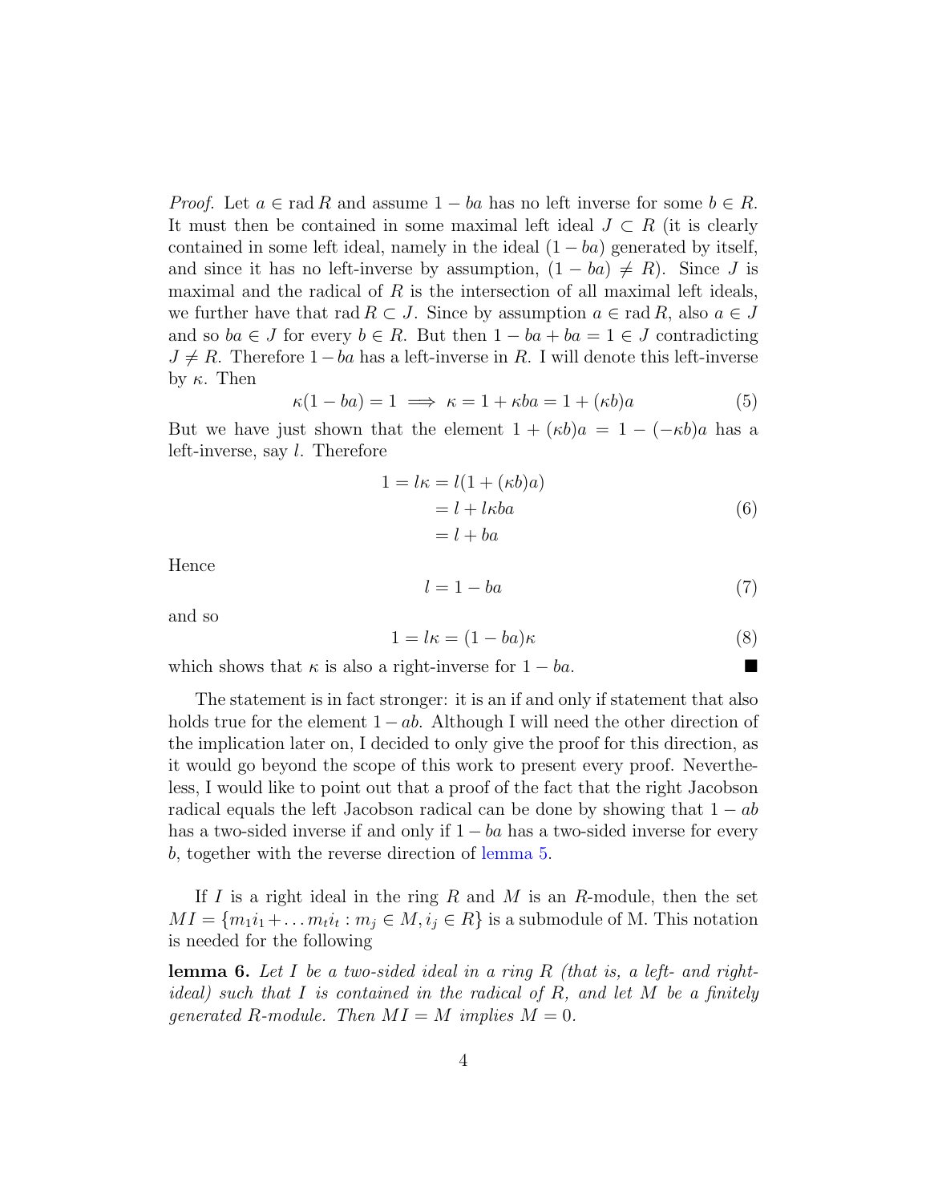*Proof.* Let $a \in \operatorname{rad} R$ and assume $1 - ba$ has no left inverse for some $b \in R$. It must then be contained in some maximal left ideal $J \subset R$ (it is clearly contained in some left ideal, namely in the ideal $(1 - ba)$ generated by itself, and since it has no left-inverse by assumption, $(1 - ba) \neq R$). Since $J$ is maximal and the radical of $R$ is the intersection of all maximal left ideals, we further have that $\operatorname{rad} R \subset J$. Since by assumption $a \in \operatorname{rad} R$, also $a \in J$ and so $ba \in J$ for every $b \in R$. But then $1 - ba + ba = 1 \in J$ contradicting $J \neq R$. Therefore $1 - ba$ has a left-inverse in $R$. I will denote this left-inverse by $\kappa$. Then

$$\kappa(1 - ba) = 1 \implies \kappa = 1 + \kappa ba = 1 + (\kappa b)a \tag{5}$$

But we have just shown that the element $1 + (\kappa b)a = 1 - (-\kappa b)a$ has a left-inverse, say $l$. Therefore

$$\begin{aligned} 1 = l\kappa &= l(1 + (\kappa b)a) \\ &= l + l\kappa ba \\ &= l + ba \end{aligned} \tag{6}$$

Hence

$$l = 1 - ba \tag{7}$$

and so

$$1 = l\kappa = (1 - ba)\kappa \tag{8}$$

which shows that $\kappa$ is also a right-inverse for $1 - ba$. ∎

The statement is in fact stronger: it is an if and only if statement that also holds true for the element $1 - ab$. Although I will need the other direction of the implication later on, I decided to only give the proof for this direction, as it would go beyond the scope of this work to present every proof. Nevertheless, I would like to point out that a proof of the fact that the right Jacobson radical equals the left Jacobson radical can be done by showing that $1 - ab$ has a two-sided inverse if and only if $1 - ba$ has a two-sided inverse for every $b$, together with the reverse direction of lemma 5.

If $I$ is a right ideal in the ring $R$ and $M$ is an $R$-module, then the set $MI = \{m_1 i_1 + \ldots m_t i_t : m_j \in M, i_j \in R\}$ is a submodule of M. This notation is needed for the following

**lemma 6.** *Let $I$ be a two-sided ideal in a ring $R$ (that is, a left- and right-ideal) such that $I$ is contained in the radical of $R$, and let $M$ be a finitely generated $R$-module. Then $MI = M$ implies $M = 0$.*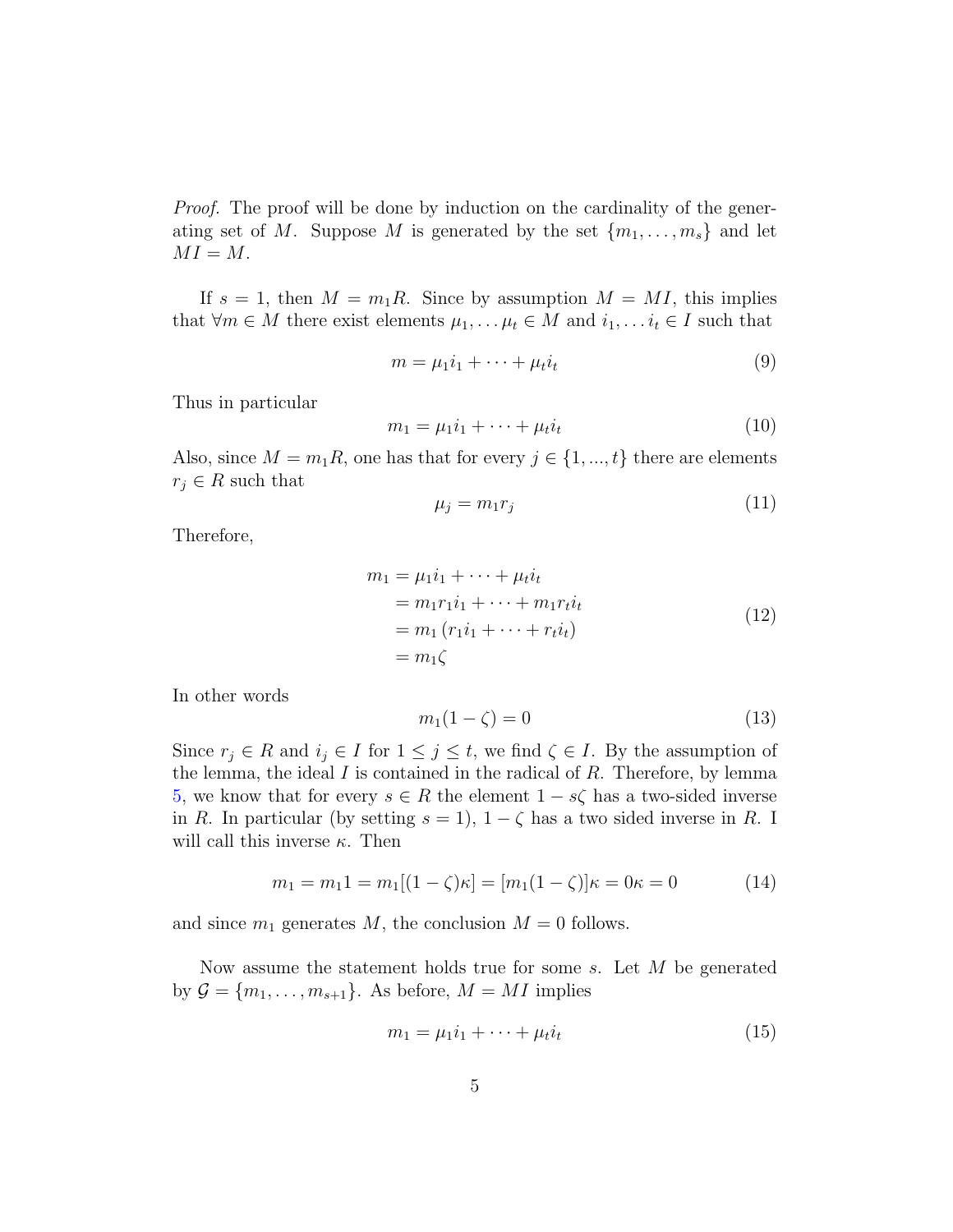*Proof.* The proof will be done by induction on the cardinality of the generating set of $M$. Suppose $M$ is generated by the set $\{m_1, \ldots, m_s\}$ and let $MI = M$.

If $s = 1$, then $M = m_1R$. Since by assumption $M = MI$, this implies that $\forall m \in M$ there exist elements $\mu_1, \ldots \mu_t \in M$ and $i_1, \ldots i_t \in I$ such that

$$m = \mu_1 i_1 + \cdots + \mu_t i_t \tag{9}$$

Thus in particular

$$m_1 = \mu_1 i_1 + \cdots + \mu_t i_t \tag{10}$$

Also, since $M = m_1R$, one has that for every $j \in \{1, ..., t\}$ there are elements $r_j \in R$ such that

$$\mu_j = m_1 r_j \tag{11}$$

Therefore,

$$\begin{aligned}
m_1 &= \mu_1 i_1 + \cdots + \mu_t i_t \\
&= m_1 r_1 i_1 + \cdots + m_1 r_t i_t \\
&= m_1 (r_1 i_1 + \cdots + r_t i_t) \\
&= m_1 \zeta
\end{aligned} \tag{12}$$

In other words

$$m_1(1 - \zeta) = 0 \tag{13}$$

Since $r_j \in R$ and $i_j \in I$ for $1 \leq j \leq t$, we find $\zeta \in I$. By the assumption of the lemma, the ideal $I$ is contained in the radical of $R$. Therefore, by lemma 5, we know that for every $s \in R$ the element $1 - s\zeta$ has a two-sided inverse in $R$. In particular (by setting $s = 1$), $1 - \zeta$ has a two sided inverse in $R$. I will call this inverse $\kappa$. Then

$$m_1 = m_1 1 = m_1[(1 - \zeta)\kappa] = [m_1(1 - \zeta)]\kappa = 0\kappa = 0 \tag{14}$$

and since $m_1$ generates $M$, the conclusion $M = 0$ follows.

Now assume the statement holds true for some $s$. Let $M$ be generated by $\mathcal{G} = \{m_1, \ldots, m_{s+1}\}$. As before, $M = MI$ implies

$$m_1 = \mu_1 i_1 + \cdots + \mu_t i_t \tag{15}$$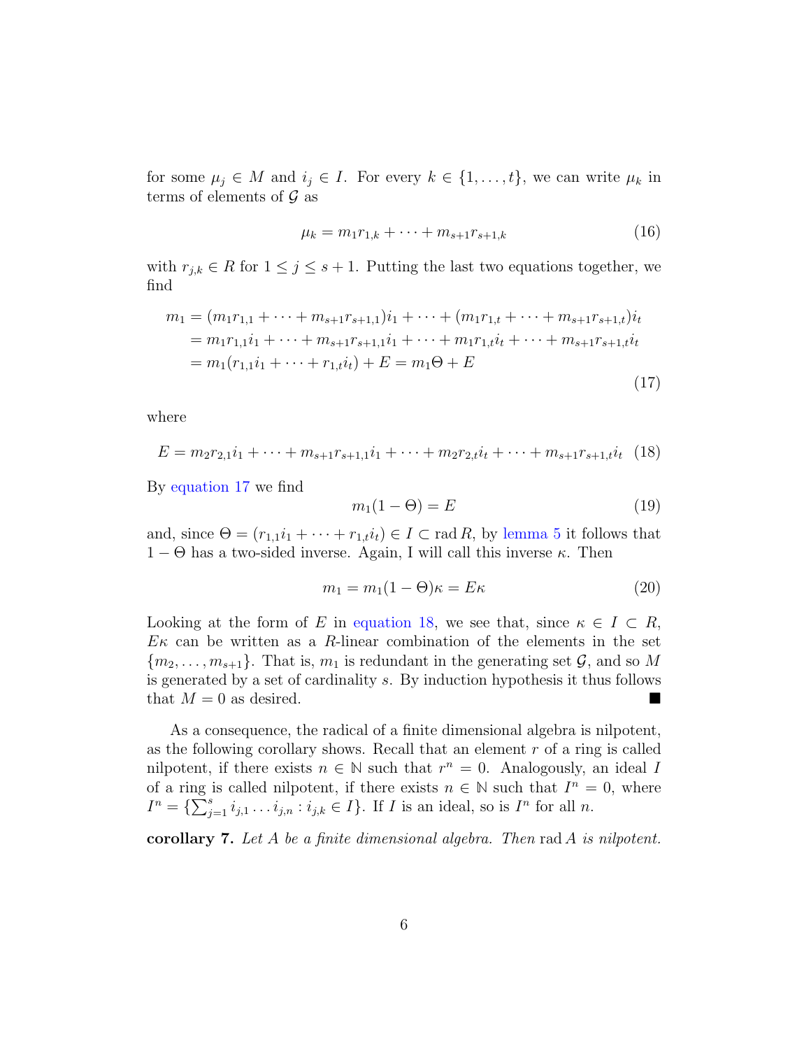for some $\mu_j \in M$ and $i_j \in I$. For every $k \in \{1, \dots, t\}$, we can write $\mu_k$ in terms of elements of $\mathcal{G}$ as

$$\mu_k = m_1 r_{1,k} + \cdots + m_{s+1} r_{s+1,k} \tag{16}$$

with $r_{j,k} \in R$ for $1 \leq j \leq s+1$. Putting the last two equations together, we find

$$\begin{aligned} m_1 &= (m_1 r_{1,1} + \cdots + m_{s+1} r_{s+1,1}) i_1 + \cdots + (m_1 r_{1,t} + \cdots + m_{s+1} r_{s+1,t}) i_t \\ &= m_1 r_{1,1} i_1 + \cdots + m_{s+1} r_{s+1,1} i_1 + \cdots + m_1 r_{1,t} i_t + \cdots + m_{s+1} r_{s+1,t} i_t \\ &= m_1 (r_{1,1} i_1 + \cdots + r_{1,t} i_t) + E = m_1 \Theta + E \end{aligned} \tag{17}$$

where

$$E = m_2 r_{2,1} i_1 + \cdots + m_{s+1} r_{s+1,1} i_1 + \cdots + m_2 r_{2,t} i_t + \cdots + m_{s+1} r_{s+1,t} i_t \tag{18}$$

By equation 17 we find

$$m_1(1 - \Theta) = E \tag{19}$$

and, since $\Theta = (r_{1,1} i_1 + \cdots + r_{1,t} i_t) \in I \subset \operatorname{rad} R$, by lemma 5 it follows that $1 - \Theta$ has a two-sided inverse. Again, I will call this inverse $\kappa$. Then

$$m_1 = m_1(1 - \Theta)\kappa = E\kappa \tag{20}$$

Looking at the form of $E$ in equation 18, we see that, since $\kappa \in I \subset R$, $E\kappa$ can be written as a $R$-linear combination of the elements in the set $\{m_2, \dots, m_{s+1}\}$. That is, $m_1$ is redundant in the generating set $\mathcal{G}$, and so $M$ is generated by a set of cardinality $s$. By induction hypothesis it thus follows that $M = 0$ as desired. ■

As a consequence, the radical of a finite dimensional algebra is nilpotent, as the following corollary shows. Recall that an element $r$ of a ring is called nilpotent, if there exists $n \in \mathbb{N}$ such that $r^n = 0$. Analogously, an ideal $I$ of a ring is called nilpotent, if there exists $n \in \mathbb{N}$ such that $I^n = 0$, where $I^n = \{\sum_{j=1}^{s} i_{j,1} \dots i_{j,n} : i_{j,k} \in I\}$. If $I$ is an ideal, so is $I^n$ for all $n$.

**corollary 7.** *Let $A$ be a finite dimensional algebra. Then* $\operatorname{rad} A$ *is nilpotent.*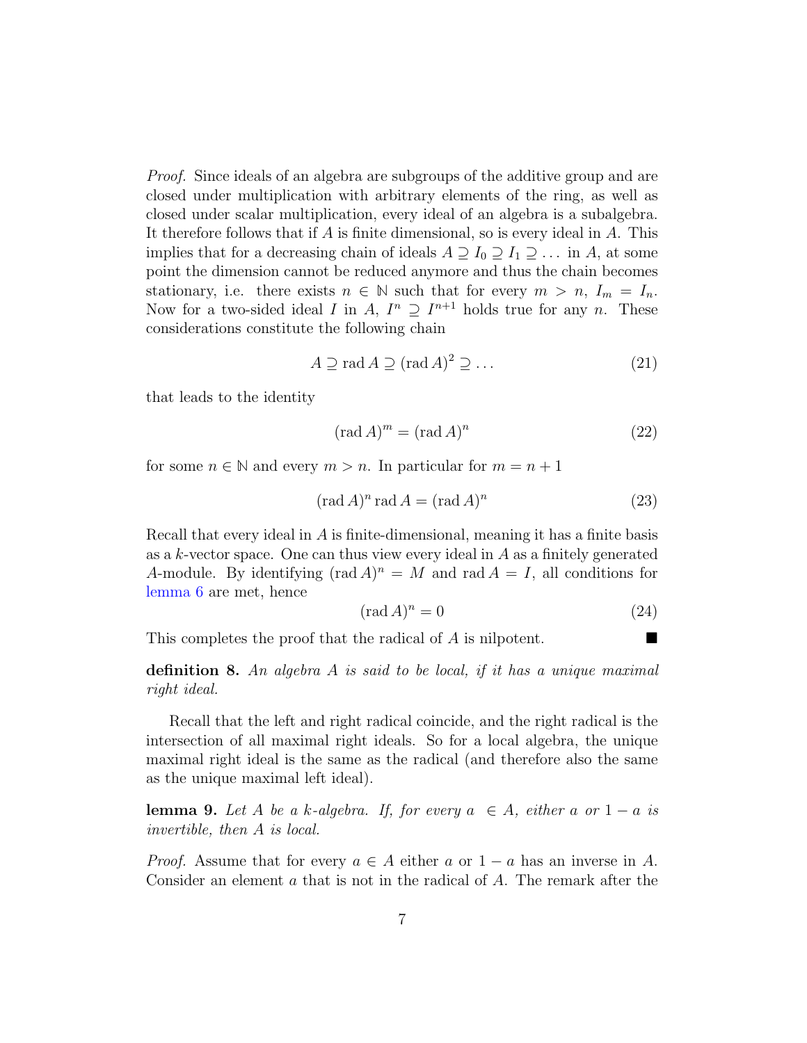*Proof.* Since ideals of an algebra are subgroups of the additive group and are closed under multiplication with arbitrary elements of the ring, as well as closed under scalar multiplication, every ideal of an algebra is a subalgebra. It therefore follows that if $A$ is finite dimensional, so is every ideal in $A$. This implies that for a decreasing chain of ideals $A \supseteq I_0 \supseteq I_1 \supseteq \dots$ in $A$, at some point the dimension cannot be reduced anymore and thus the chain becomes stationary, i.e. there exists $n \in \mathbb{N}$ such that for every $m > n$, $I_m = I_n$. Now for a two-sided ideal $I$ in $A$, $I^n \supseteq I^{n+1}$ holds true for any $n$. These considerations constitute the following chain

$$A \supseteq \operatorname{rad} A \supseteq (\operatorname{rad} A)^2 \supseteq \dots \tag{21}$$

that leads to the identity

$$(\operatorname{rad} A)^m = (\operatorname{rad} A)^n \tag{22}$$

for some $n \in \mathbb{N}$ and every $m > n$. In particular for $m = n + 1$

$$(\operatorname{rad} A)^n \operatorname{rad} A = (\operatorname{rad} A)^n \tag{23}$$

Recall that every ideal in $A$ is finite-dimensional, meaning it has a finite basis as a $k$-vector space. One can thus view every ideal in $A$ as a finitely generated $A$-module. By identifying $(\operatorname{rad} A)^n = M$ and $\operatorname{rad} A = I$, all conditions for lemma 6 are met, hence

$$(\operatorname{rad} A)^n = 0 \tag{24}$$

This completes the proof that the radical of $A$ is nilpotent. ■

**definition 8.** *An algebra $A$ is said to be local, if it has a unique maximal right ideal.*

Recall that the left and right radical coincide, and the right radical is the intersection of all maximal right ideals. So for a local algebra, the unique maximal right ideal is the same as the radical (and therefore also the same as the unique maximal left ideal).

**lemma 9.** *Let $A$ be a $k$-algebra. If, for every $a \in A$, either $a$ or $1 - a$ is invertible, then $A$ is local.*

*Proof.* Assume that for every $a \in A$ either $a$ or $1 - a$ has an inverse in $A$. Consider an element $a$ that is not in the radical of $A$. The remark after the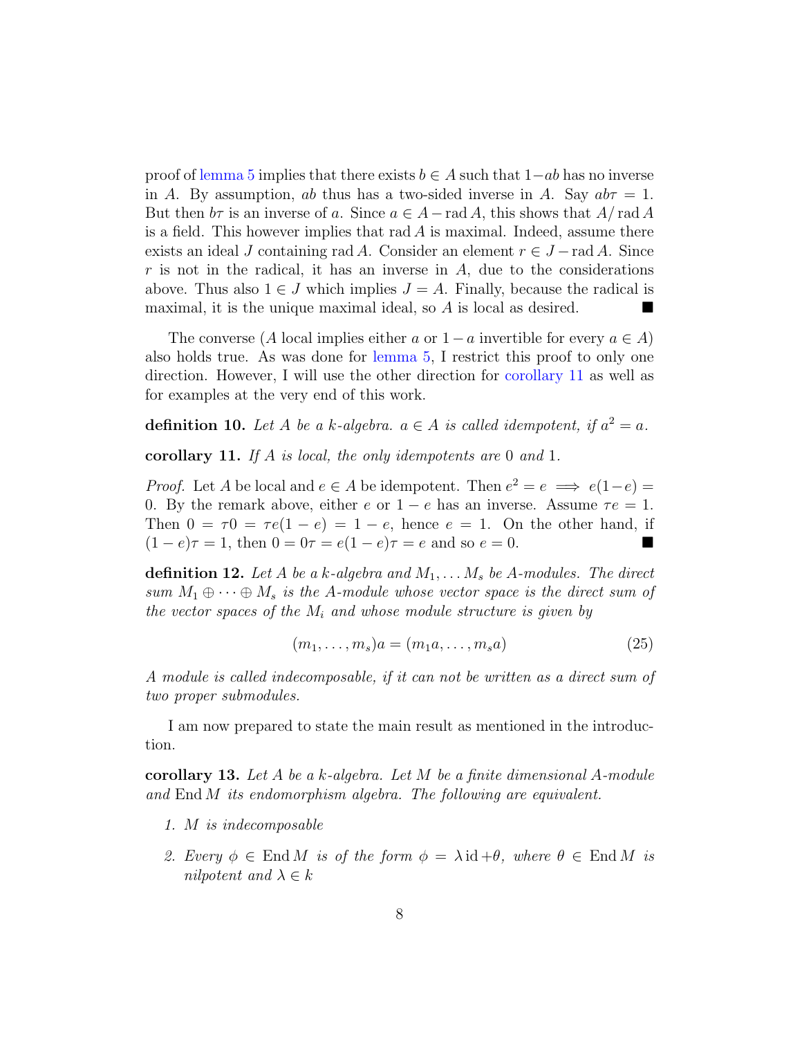proof of lemma 5 implies that there exists $b \in A$ such that $1-ab$ has no inverse in $A$. By assumption, $ab$ thus has a two-sided inverse in $A$. Say $ab\tau = 1$. But then $b\tau$ is an inverse of $a$. Since $a \in A - \operatorname{rad} A$, this shows that $A/\operatorname{rad} A$ is a field. This however implies that $\operatorname{rad} A$ is maximal. Indeed, assume there exists an ideal $J$ containing $\operatorname{rad} A$. Consider an element $r \in J - \operatorname{rad} A$. Since $r$ is not in the radical, it has an inverse in $A$, due to the considerations above. Thus also $1 \in J$ which implies $J = A$. Finally, because the radical is maximal, it is the unique maximal ideal, so $A$ is local as desired. ∎

The converse ($A$ local implies either $a$ or $1-a$ invertible for every $a \in A$) also holds true. As was done for lemma 5, I restrict this proof to only one direction. However, I will use the other direction for corollary 11 as well as for examples at the very end of this work.

**definition 10.** *Let $A$ be a $k$-algebra. $a \in A$ is called idempotent, if $a^2 = a$.*

**corollary 11.** *If $A$ is local, the only idempotents are $0$ and $1$.*

*Proof.* Let $A$ be local and $e \in A$ be idempotent. Then $e^2 = e \implies e(1-e) = 0$. By the remark above, either $e$ or $1-e$ has an inverse. Assume $\tau e = 1$. Then $0 = \tau 0 = \tau e(1-e) = 1-e$, hence $e = 1$. On the other hand, if $(1-e)\tau = 1$, then $0 = 0\tau = e(1-e)\tau = e$ and so $e = 0$. ∎

**definition 12.** *Let $A$ be a $k$-algebra and $M_1, \dots M_s$ be $A$-modules. The direct sum $M_1 \oplus \cdots \oplus M_s$ is the $A$-module whose vector space is the direct sum of the vector spaces of the $M_i$ and whose module structure is given by*

$$(m_1, \dots, m_s)a = (m_1 a, \dots, m_s a) \tag{25}$$

*A module is called indecomposable, if it can not be written as a direct sum of two proper submodules.*

I am now prepared to state the main result as mentioned in the introduction.

**corollary 13.** *Let $A$ be a $k$-algebra. Let $M$ be a finite dimensional $A$-module and $\operatorname{End} M$ its endomorphism algebra. The following are equivalent.*

1. *$M$ is indecomposable*
2. *Every $\phi \in \operatorname{End} M$ is of the form $\phi = \lambda \operatorname{id} + \theta$, where $\theta \in \operatorname{End} M$ is nilpotent and $\lambda \in k$*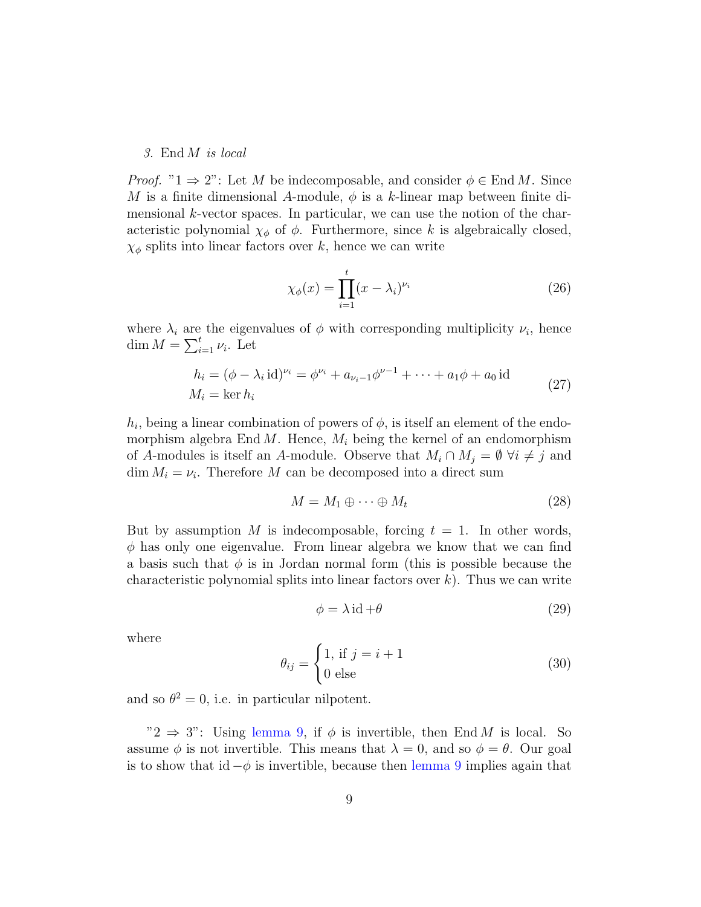3. End $M$ *is local*

*Proof.* "$1 \Rightarrow 2$": Let $M$ be indecomposable, and consider $\phi \in \operatorname{End} M$. Since $M$ is a finite dimensional $A$-module, $\phi$ is a $k$-linear map between finite dimensional $k$-vector spaces. In particular, we can use the notion of the characteristic polynomial $\chi_\phi$ of $\phi$. Furthermore, since $k$ is algebraically closed, $\chi_\phi$ splits into linear factors over $k$, hence we can write

$$\chi_\phi(x) = \prod_{i=1}^{t} (x - \lambda_i)^{\nu_i} \tag{26}$$

where $\lambda_i$ are the eigenvalues of $\phi$ with corresponding multiplicity $\nu_i$, hence $\dim M = \sum_{i=1}^{t} \nu_i$. Let

$$\begin{aligned} h_i &= (\phi - \lambda_i \operatorname{id})^{\nu_i} = \phi^{\nu_i} + a_{\nu_i - 1}\phi^{\nu - 1} + \dots + a_1 \phi + a_0 \operatorname{id} \\ M_i &= \ker h_i \end{aligned} \tag{27}$$

$h_i$, being a linear combination of powers of $\phi$, is itself an element of the endomorphism algebra $\operatorname{End} M$. Hence, $M_i$ being the kernel of an endomorphism of $A$-modules is itself an $A$-module. Observe that $M_i \cap M_j = \emptyset \ \forall i \neq j$ and $\dim M_i = \nu_i$. Therefore $M$ can be decomposed into a direct sum

$$M = M_1 \oplus \dots \oplus M_t \tag{28}$$

But by assumption $M$ is indecomposable, forcing $t = 1$. In other words, $\phi$ has only one eigenvalue. From linear algebra we know that we can find a basis such that $\phi$ is in Jordan normal form (this is possible because the characteristic polynomial splits into linear factors over $k$). Thus we can write

$$\phi = \lambda \operatorname{id} + \theta \tag{29}$$

where

$$\theta_{ij} = \begin{cases} 1, \text{ if } j = i + 1 \\ 0 \text{ else} \end{cases} \tag{30}$$

and so $\theta^2 = 0$, i.e. in particular nilpotent.

"$2 \Rightarrow 3$": Using lemma 9, if $\phi$ is invertible, then $\operatorname{End} M$ is local. So assume $\phi$ is not invertible. This means that $\lambda = 0$, and so $\phi = \theta$. Our goal is to show that $\operatorname{id} - \phi$ is invertible, because then lemma 9 implies again that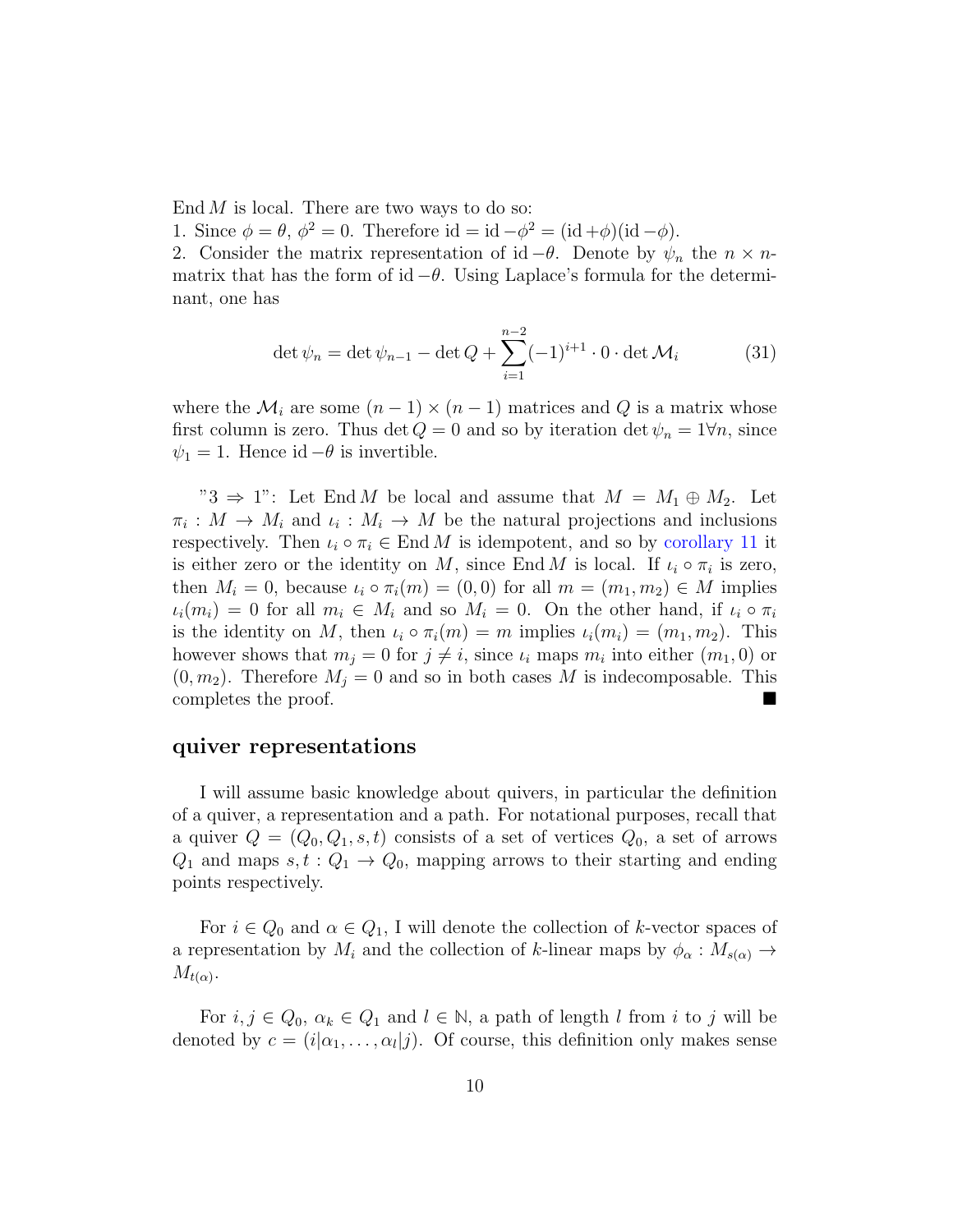End $M$ is local. There are two ways to do so:
1. Since $\phi = \theta$, $\phi^2 = 0$. Therefore $\mathrm{id} = \mathrm{id} - \phi^2 = (\mathrm{id} + \phi)(\mathrm{id} - \phi)$.
2. Consider the matrix representation of $\mathrm{id} - \theta$. Denote by $\psi_n$ the $n \times n$-matrix that has the form of $\mathrm{id} - \theta$. Using Laplace's formula for the determinant, one has

$$\det \psi_n = \det \psi_{n-1} - \det Q + \sum_{i=1}^{n-2} (-1)^{i+1} \cdot 0 \cdot \det \mathcal{M}_i \tag{31}$$

where the $\mathcal{M}_i$ are some $(n-1) \times (n-1)$ matrices and $Q$ is a matrix whose first column is zero. Thus $\det Q = 0$ and so by iteration $\det \psi_n = 1 \forall n$, since $\psi_1 = 1$. Hence $\mathrm{id} - \theta$ is invertible.

"$3 \Rightarrow 1$": Let End $M$ be local and assume that $M = M_1 \oplus M_2$. Let $\pi_i : M \to M_i$ and $\iota_i : M_i \to M$ be the natural projections and inclusions respectively. Then $\iota_i \circ \pi_i \in \mathrm{End}\, M$ is idempotent, and so by corollary 11 it is either zero or the identity on $M$, since End $M$ is local. If $\iota_i \circ \pi_i$ is zero, then $M_i = 0$, because $\iota_i \circ \pi_i(m) = (0, 0)$ for all $m = (m_1, m_2) \in M$ implies $\iota_i(m_i) = 0$ for all $m_i \in M_i$ and so $M_i = 0$. On the other hand, if $\iota_i \circ \pi_i$ is the identity on $M$, then $\iota_i \circ \pi_i(m) = m$ implies $\iota_i(m_i) = (m_1, m_2)$. This however shows that $m_j = 0$ for $j \neq i$, since $\iota_i$ maps $m_i$ into either $(m_1, 0)$ or $(0, m_2)$. Therefore $M_j = 0$ and so in both cases $M$ is indecomposable. This completes the proof. ■

## quiver representations

I will assume basic knowledge about quivers, in particular the definition of a quiver, a representation and a path. For notational purposes, recall that a quiver $Q = (Q_0, Q_1, s, t)$ consists of a set of vertices $Q_0$, a set of arrows $Q_1$ and maps $s, t : Q_1 \to Q_0$, mapping arrows to their starting and ending points respectively.

For $i \in Q_0$ and $\alpha \in Q_1$, I will denote the collection of $k$-vector spaces of a representation by $M_i$ and the collection of $k$-linear maps by $\phi_\alpha : M_{s(\alpha)} \to M_{t(\alpha)}$.

For $i, j \in Q_0$, $\alpha_k \in Q_1$ and $l \in \mathbb{N}$, a path of length $l$ from $i$ to $j$ will be denoted by $c = (i|\alpha_1, \ldots, \alpha_l|j)$. Of course, this definition only makes sense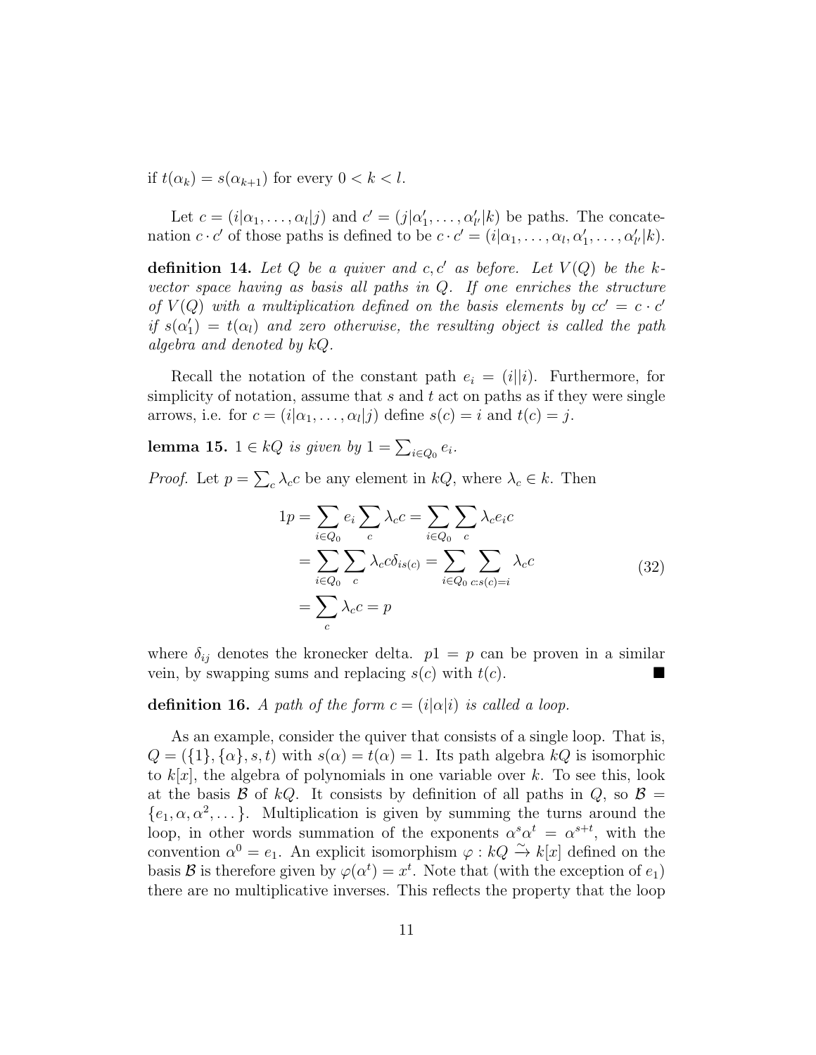if $t(\alpha_k) = s(\alpha_{k+1})$ for every $0 < k < l$.

Let $c = (i|\alpha_1, \dots, \alpha_l|j)$ and $c' = (j|\alpha'_1, \dots, \alpha'_{l'}|k)$ be paths. The concatenation $c \cdot c'$ of those paths is defined to be $c \cdot c' = (i|\alpha_1, \dots, \alpha_l, \alpha'_1, \dots, \alpha'_{l'}|k)$.

**definition 14.** *Let $Q$ be a quiver and $c, c'$ as before. Let $V(Q)$ be the $k$-vector space having as basis all paths in $Q$. If one enriches the structure of $V(Q)$ with a multiplication defined on the basis elements by $cc' = c \cdot c'$ if $s(\alpha'_1) = t(\alpha_l)$ and zero otherwise, the resulting object is called the path algebra and denoted by $kQ$.*

Recall the notation of the constant path $e_i = (i||i)$. Furthermore, for simplicity of notation, assume that $s$ and $t$ act on paths as if they were single arrows, i.e. for $c = (i|\alpha_1, \dots, \alpha_l|j)$ define $s(c) = i$ and $t(c) = j$.

**lemma 15.** *$1 \in kQ$ is given by $1 = \sum_{i \in Q_0} e_i$.*

*Proof.* Let $p = \sum_c \lambda_c c$ be any element in $kQ$, where $\lambda_c \in k$. Then

$$
\begin{aligned}
1p &= \sum_{i \in Q_0} e_i \sum_c \lambda_c c = \sum_{i \in Q_0} \sum_c \lambda_c e_i c \\
&= \sum_{i \in Q_0} \sum_c \lambda_c c \delta_{is(c)} = \sum_{i \in Q_0} \sum_{c:s(c)=i} \lambda_c c \\
&= \sum_c \lambda_c c = p
\end{aligned}
\tag{32}
$$

where $\delta_{ij}$ denotes the kronecker delta. $p1 = p$ can be proven in a similar vein, by swapping sums and replacing $s(c)$ with $t(c)$. ■

**definition 16.** *A path of the form $c = (i|\alpha|i)$ is called a loop.*

As an example, consider the quiver that consists of a single loop. That is, $Q = (\{1\}, \{\alpha\}, s, t)$ with $s(\alpha) = t(\alpha) = 1$. Its path algebra $kQ$ is isomorphic to $k[x]$, the algebra of polynomials in one variable over $k$. To see this, look at the basis $\mathcal{B}$ of $kQ$. It consists by definition of all paths in $Q$, so $\mathcal{B} = \{e_1, \alpha, \alpha^2, \dots\}$. Multiplication is given by summing the turns around the loop, in other words summation of the exponents $\alpha^s \alpha^t = \alpha^{s+t}$, with the convention $\alpha^0 = e_1$. An explicit isomorphism $\varphi : kQ \xrightarrow{\sim} k[x]$ defined on the basis $\mathcal{B}$ is therefore given by $\varphi(\alpha^t) = x^t$. Note that (with the exception of $e_1$) there are no multiplicative inverses. This reflects the property that the loop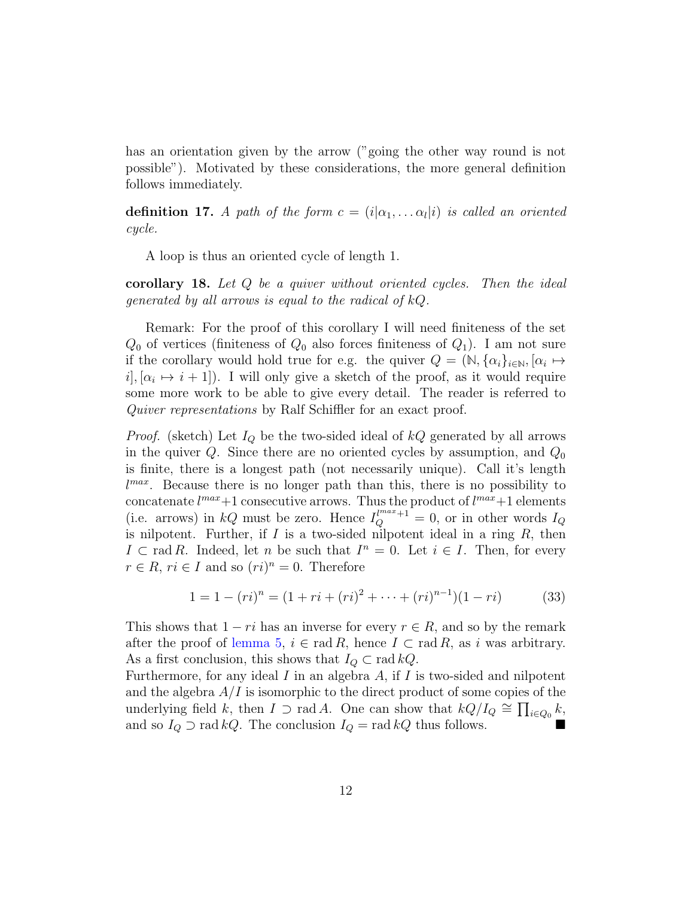has an orientation given by the arrow ("going the other way round is not possible"). Motivated by these considerations, the more general definition follows immediately.

**definition 17.** *A path of the form $c = (i|\alpha_1, \dots \alpha_l|i)$ is called an oriented cycle.*

A loop is thus an oriented cycle of length 1.

**corollary 18.** *Let $Q$ be a quiver without oriented cycles. Then the ideal generated by all arrows is equal to the radical of $kQ$.*

Remark: For the proof of this corollary I will need finiteness of the set $Q_0$ of vertices (finiteness of $Q_0$ also forces finiteness of $Q_1$). I am not sure if the corollary would hold true for e.g. the quiver $Q = (\mathbb{N}, \{\alpha_i\}_{i \in \mathbb{N}}, [\alpha_i \mapsto i], [\alpha_i \mapsto i+1])$. I will only give a sketch of the proof, as it would require some more work to be able to give every detail. The reader is referred to *Quiver representations* by Ralf Schiffler for an exact proof.

*Proof.* (sketch) Let $I_Q$ be the two-sided ideal of $kQ$ generated by all arrows in the quiver $Q$. Since there are no oriented cycles by assumption, and $Q_0$ is finite, there is a longest path (not necessarily unique). Call it's length $l^{max}$. Because there is no longer path than this, there is no possibility to concatenate $l^{max}+1$ consecutive arrows. Thus the product of $l^{max}+1$ elements (i.e. arrows) in $kQ$ must be zero. Hence $I_Q^{l^{max}+1} = 0$, or in other words $I_Q$ is nilpotent. Further, if $I$ is a two-sided nilpotent ideal in a ring $R$, then $I \subset \operatorname{rad} R$. Indeed, let $n$ be such that $I^n = 0$. Let $i \in I$. Then, for every $r \in R$, $ri \in I$ and so $(ri)^n = 0$. Therefore

$$1 = 1 - (ri)^n = (1 + ri + (ri)^2 + \cdots + (ri)^{n-1})(1 - ri) \tag{33}$$

This shows that $1 - ri$ has an inverse for every $r \in R$, and so by the remark after the proof of lemma 5, $i \in \operatorname{rad} R$, hence $I \subset \operatorname{rad} R$, as $i$ was arbitrary. As a first conclusion, this shows that $I_Q \subset \operatorname{rad} kQ$.
Furthermore, for any ideal $I$ in an algebra $A$, if $I$ is two-sided and nilpotent and the algebra $A/I$ is isomorphic to the direct product of some copies of the underlying field $k$, then $I \supset \operatorname{rad} A$. One can show that $kQ/I_Q \cong \prod_{i \in Q_0} k$, and so $I_Q \supset \operatorname{rad} kQ$. The conclusion $I_Q = \operatorname{rad} kQ$ thus follows. ∎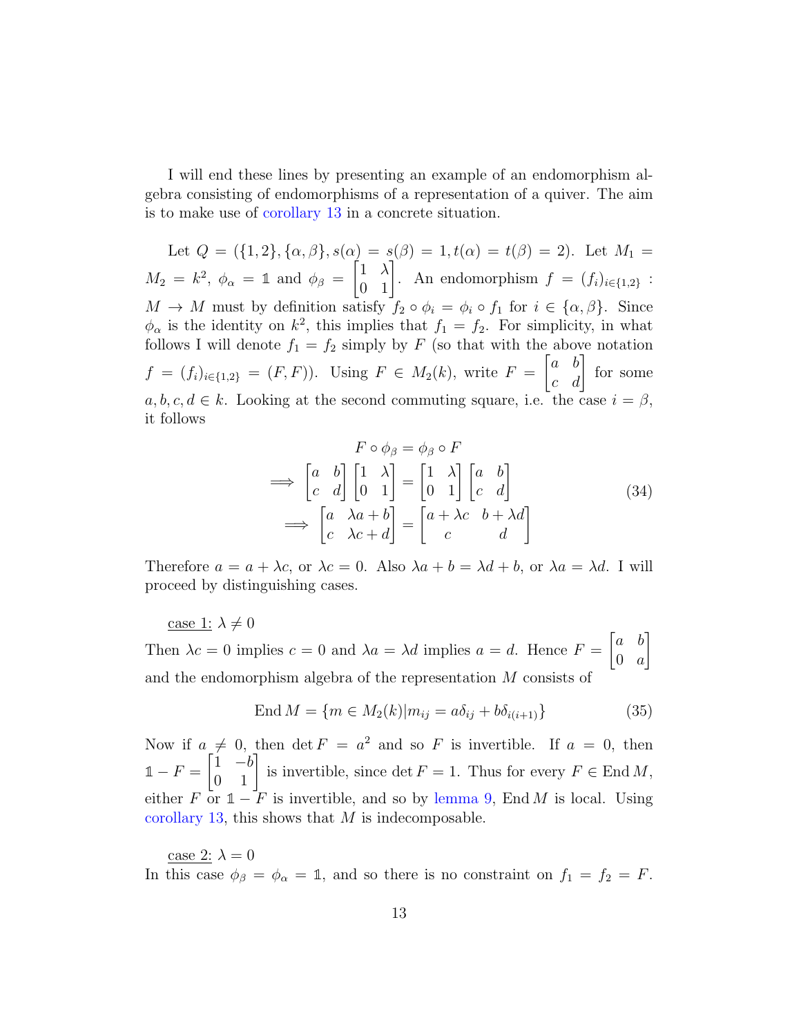I will end these lines by presenting an example of an endomorphism algebra consisting of endomorphisms of a representation of a quiver. The aim is to make use of corollary 13 in a concrete situation.

Let $Q = (\{1,2\}, \{\alpha, \beta\}, s(\alpha) = s(\beta) = 1, t(\alpha) = t(\beta) = 2)$. Let $M_1 = M_2 = k^2$, $\phi_\alpha = \mathbb{1}$ and $\phi_\beta = \begin{bmatrix} 1 & \lambda \\ 0 & 1 \end{bmatrix}$. An endomorphism $f = (f_i)_{i \in \{1,2\}} : M \to M$ must by definition satisfy $f_2 \circ \phi_i = \phi_i \circ f_1$ for $i \in \{\alpha, \beta\}$. Since $\phi_\alpha$ is the identity on $k^2$, this implies that $f_1 = f_2$. For simplicity, in what follows I will denote $f_1 = f_2$ simply by $F$ (so that with the above notation $f = (f_i)_{i \in \{1,2\}} = (F, F)$). Using $F \in M_2(k)$, write $F = \begin{bmatrix} a & b \\ c & d \end{bmatrix}$ for some $a, b, c, d \in k$. Looking at the second commuting square, i.e. the case $i = \beta$, it follows

$$
\begin{aligned}
F \circ \phi_\beta &= \phi_\beta \circ F \\
\implies \begin{bmatrix} a & b \\ c & d \end{bmatrix} \begin{bmatrix} 1 & \lambda \\ 0 & 1 \end{bmatrix} &= \begin{bmatrix} 1 & \lambda \\ 0 & 1 \end{bmatrix} \begin{bmatrix} a & b \\ c & d \end{bmatrix} \\
\implies \begin{bmatrix} a & \lambda a + b \\ c & \lambda c + d \end{bmatrix} &= \begin{bmatrix} a + \lambda c & b + \lambda d \\ c & d \end{bmatrix}
\end{aligned} \tag{34}
$$

Therefore $a = a + \lambda c$, or $\lambda c = 0$. Also $\lambda a + b = \lambda d + b$, or $\lambda a = \lambda d$. I will proceed by distinguishing cases.

<u>case 1:</u> $\lambda \neq 0$

Then $\lambda c = 0$ implies $c = 0$ and $\lambda a = \lambda d$ implies $a = d$. Hence $F = \begin{bmatrix} a & b \\ 0 & a \end{bmatrix}$ and the endomorphism algebra of the representation $M$ consists of

$$
\operatorname{End} M = \{ m \in M_2(k) | m_{ij} = a\delta_{ij} + b\delta_{i(i+1)} \} \tag{35}
$$

Now if $a \neq 0$, then $\det F = a^2$ and so $F$ is invertible. If $a = 0$, then $\mathbb{1} - F = \begin{bmatrix} 1 & -b \\ 0 & 1 \end{bmatrix}$ is invertible, since $\det F = 1$. Thus for every $F \in \operatorname{End} M$, either $F$ or $\mathbb{1} - F$ is invertible, and so by lemma 9, $\operatorname{End} M$ is local. Using corollary 13, this shows that $M$ is indecomposable.

<u>case 2:</u> $\lambda = 0$

In this case $\phi_\beta = \phi_\alpha = \mathbb{1}$, and so there is no constraint on $f_1 = f_2 = F$.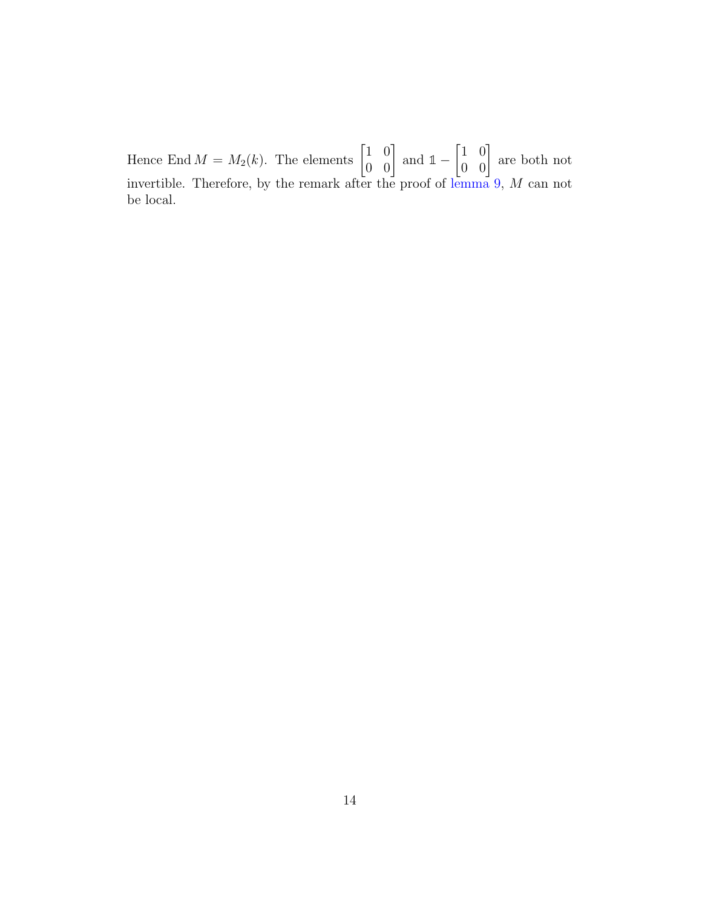Hence $\operatorname{End} M = M_2(k)$. The elements $\begin{bmatrix} 1 & 0 \\ 0 & 0 \end{bmatrix}$ and $\mathbb{1} - \begin{bmatrix} 1 & 0 \\ 0 & 0 \end{bmatrix}$ are both not invertible. Therefore, by the remark after the proof of lemma 9, $M$ can not be local.